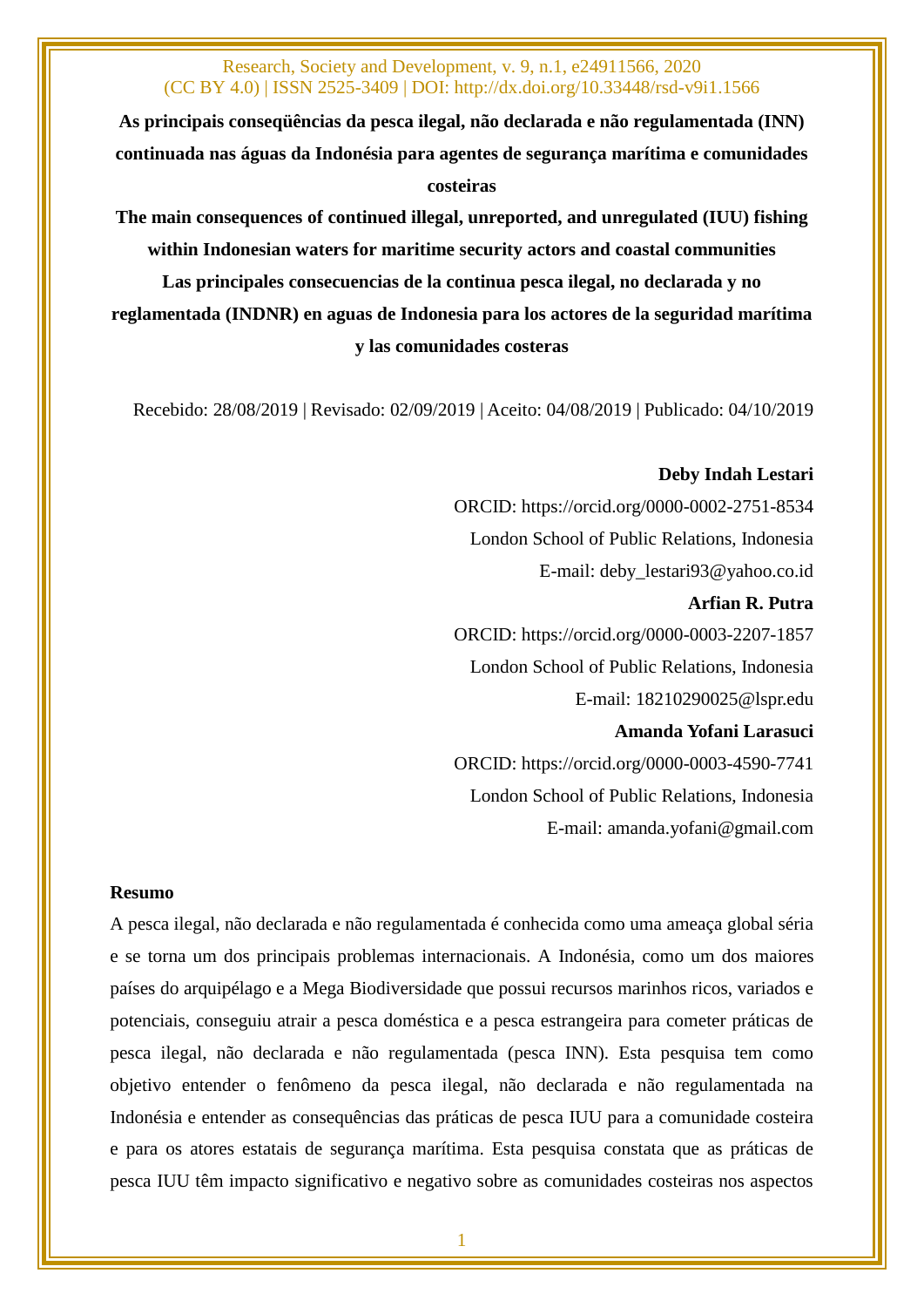**As principais conseqüências da pesca ilegal, não declarada e não regulamentada (INN) continuada nas águas da Indonésia para agentes de segurança marítima e comunidades costeiras**

**The main consequences of continued illegal, unreported, and unregulated (IUU) fishing within Indonesian waters for maritime security actors and coastal communities**

**Las principales consecuencias de la continua pesca ilegal, no declarada y no reglamentada (INDNR) en aguas de Indonesia para los actores de la seguridad marítima y las comunidades costeras**

Recebido: 28/08/2019 | Revisado: 02/09/2019 | Aceito: 04/08/2019 | Publicado: 04/10/2019

**Deby Indah Lestari**
ORCID: https://orcid.org/0000-0002-2751-8534
London School of Public Relations, Indonesia
E-mail: deby_lestari93@yahoo.co.id

**Arfian R. Putra**
ORCID: https://orcid.org/0000-0003-2207-1857
London School of Public Relations, Indonesia
E-mail: 18210290025@lspr.edu

**Amanda Yofani Larasuci**
ORCID: https://orcid.org/0000-0003-4590-7741
London School of Public Relations, Indonesia
E-mail: amanda.yofani@gmail.com

**Resumo**

A pesca ilegal, não declarada e não regulamentada é conhecida como uma ameaça global séria e se torna um dos principais problemas internacionais. A Indonésia, como um dos maiores países do arquipélago e a Mega Biodiversidade que possui recursos marinhos ricos, variados e potenciais, conseguiu atrair a pesca doméstica e a pesca estrangeira para cometer práticas de pesca ilegal, não declarada e não regulamentada (pesca INN). Esta pesquisa tem como objetivo entender o fenômeno da pesca ilegal, não declarada e não regulamentada na Indonésia e entender as consequências das práticas de pesca IUU para a comunidade costeira e para os atores estatais de segurança marítima. Esta pesquisa constata que as práticas de pesca IUU têm impacto significativo e negativo sobre as comunidades costeiras nos aspectos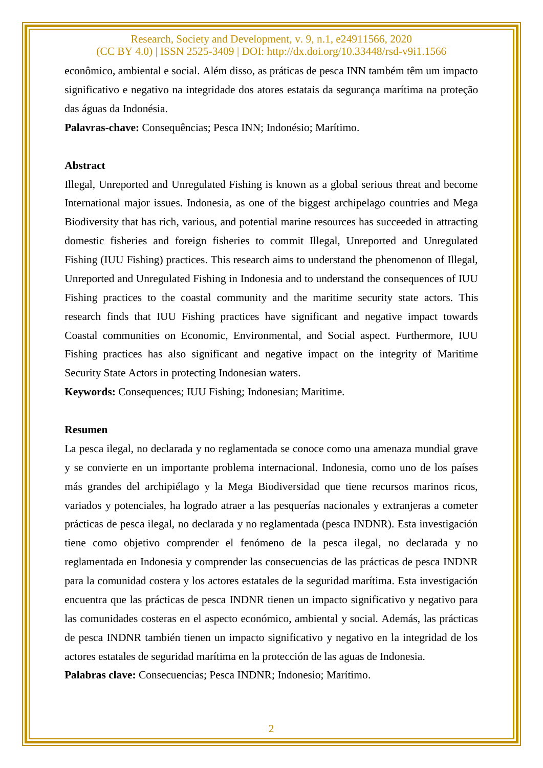econômico, ambiental e social. Além disso, as práticas de pesca INN também têm um impacto significativo e negativo na integridade dos atores estatais da segurança marítima na proteção das águas da Indonésia.

**Palavras-chave:** Consequências; Pesca INN; Indonésio; Marítimo.

**Abstract**

Illegal, Unreported and Unregulated Fishing is known as a global serious threat and become International major issues. Indonesia, as one of the biggest archipelago countries and Mega Biodiversity that has rich, various, and potential marine resources has succeeded in attracting domestic fisheries and foreign fisheries to commit Illegal, Unreported and Unregulated Fishing (IUU Fishing) practices. This research aims to understand the phenomenon of Illegal, Unreported and Unregulated Fishing in Indonesia and to understand the consequences of IUU Fishing practices to the coastal community and the maritime security state actors. This research finds that IUU Fishing practices have significant and negative impact towards Coastal communities on Economic, Environmental, and Social aspect. Furthermore, IUU Fishing practices has also significant and negative impact on the integrity of Maritime Security State Actors in protecting Indonesian waters.

**Keywords:** Consequences; IUU Fishing; Indonesian; Maritime.

**Resumen**

La pesca ilegal, no declarada y no reglamentada se conoce como una amenaza mundial grave y se convierte en un importante problema internacional. Indonesia, como uno de los países más grandes del archipiélago y la Mega Biodiversidad que tiene recursos marinos ricos, variados y potenciales, ha logrado atraer a las pesquerías nacionales y extranjeras a cometer prácticas de pesca ilegal, no declarada y no reglamentada (pesca INDNR). Esta investigación tiene como objetivo comprender el fenómeno de la pesca ilegal, no declarada y no reglamentada en Indonesia y comprender las consecuencias de las prácticas de pesca INDNR para la comunidad costera y los actores estatales de la seguridad marítima. Esta investigación encuentra que las prácticas de pesca INDNR tienen un impacto significativo y negativo para las comunidades costeras en el aspecto económico, ambiental y social. Además, las prácticas de pesca INDNR también tienen un impacto significativo y negativo en la integridad de los actores estatales de seguridad marítima en la protección de las aguas de Indonesia.

**Palabras clave:** Consecuencias; Pesca INDNR; Indonesio; Marítimo.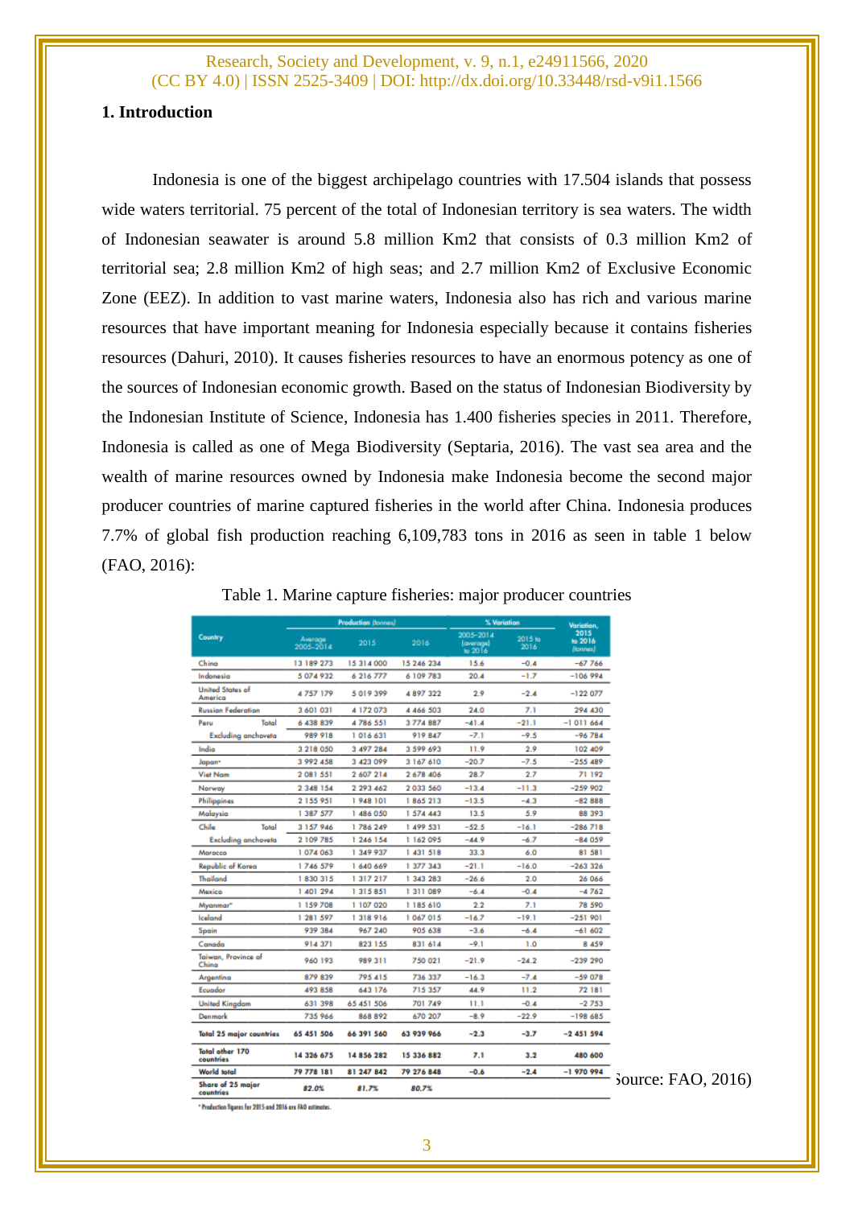## 1. Introduction

Indonesia is one of the biggest archipelago countries with 17.504 islands that possess wide waters territorial. 75 percent of the total of Indonesian territory is sea waters. The width of Indonesian seawater is around 5.8 million Km2 that consists of 0.3 million Km2 of territorial sea; 2.8 million Km2 of high seas; and 2.7 million Km2 of Exclusive Economic Zone (EEZ). In addition to vast marine waters, Indonesia also has rich and various marine resources that have important meaning for Indonesia especially because it contains fisheries resources (Dahuri, 2010). It causes fisheries resources to have an enormous potency as one of the sources of Indonesian economic growth. Based on the status of Indonesian Biodiversity by the Indonesian Institute of Science, Indonesia has 1.400 fisheries species in 2011. Therefore, Indonesia is called as one of Mega Biodiversity (Septaria, 2016). The vast sea area and the wealth of marine resources owned by Indonesia make Indonesia become the second major producer countries of marine captured fisheries in the world after China. Indonesia produces 7.7% of global fish production reaching 6,109,783 tons in 2016 as seen in table 1 below (FAO, 2016):

Table 1. Marine capture fisheries: major producer countries

| Country | | Production (tonnes) | | | % Variation | | Variation, 2015 to 2016 (tonnes) |
|---|---|---|---|---|---|---|---|
| | | Average 2005–2014 | 2015 | 2016 | 2005–2014 (average) to 2016 | 2015 to 2016 | |
| China | | 13 189 273 | 15 314 000 | 15 246 234 | 15.6 | −0.4 | −67 766 |
| Indonesia | | 5 074 932 | 6 216 777 | 6 109 783 | 20.4 | −1.7 | −106 994 |
| United States of America | | 4 757 179 | 5 019 399 | 4 897 322 | 2.9 | −2.4 | −122 077 |
| Russian Federation | | 3 601 031 | 4 172 073 | 4 466 503 | 24.0 | 7.1 | 294 430 |
| Peru | Total | 6 438 839 | 4 786 551 | 3 774 887 | −41.4 | −21.1 | −1 011 664 |
| | Excluding anchoveta | 989 918 | 1 016 631 | 919 847 | −7.1 | −9.5 | −96 784 |
| India | | 3 218 050 | 3 497 284 | 3 599 693 | 11.9 | 2.9 | 102 409 |
| Japan* | | 3 992 458 | 3 423 099 | 3 167 610 | −20.7 | −7.5 | −255 489 |
| Viet Nam | | 2 081 551 | 2 607 214 | 2 678 406 | 28.7 | 2.7 | 71 192 |
| Norway | | 2 348 154 | 2 293 462 | 2 033 560 | −13.4 | −11.3 | −259 902 |
| Philippines | | 2 155 951 | 1 948 101 | 1 865 213 | −13.5 | −4.3 | −82 888 |
| Malaysia | | 1 387 577 | 1 486 050 | 1 574 443 | 13.5 | 5.9 | 88 393 |
| Chile | Total | 3 157 946 | 1 786 249 | 1 499 531 | −52.5 | −16.1 | −286 718 |
| | Excluding anchoveta | 2 109 785 | 1 246 154 | 1 162 095 | −44.9 | −6.7 | −84 059 |
| Morocco | | 1 074 063 | 1 349 937 | 1 431 518 | 33.3 | 6.0 | 81 581 |
| Republic of Korea | | 1 746 579 | 1 640 669 | 1 377 343 | −21.1 | −16.0 | −263 326 |
| Thailand | | 1 830 315 | 1 317 217 | 1 343 283 | −26.6 | 2.0 | 26 066 |
| Mexico | | 1 401 294 | 1 315 851 | 1 311 089 | −6.4 | −0.4 | −4 762 |
| Myanmar* | | 1 159 708 | 1 107 020 | 1 185 610 | 2.2 | 7.1 | 78 590 |
| Iceland | | 1 281 597 | 1 318 916 | 1 067 015 | −16.7 | −19.1 | −251 901 |
| Spain | | 939 384 | 967 240 | 905 638 | −3.6 | −6.4 | −61 602 |
| Canada | | 914 371 | 823 155 | 831 614 | −9.1 | 1.0 | 8 459 |
| Taiwan, Province of China | | 960 193 | 989 311 | 750 021 | −21.9 | −24.2 | −239 290 |
| Argentina | | 879 839 | 795 415 | 736 337 | −16.3 | −7.4 | −59 078 |
| Ecuador | | 493 858 | 643 176 | 715 357 | 44.9 | 11.2 | 72 181 |
| United Kingdom | | 631 398 | 65 451 506 | 701 749 | 11.1 | −0.4 | −2 753 |
| Denmark | | 735 966 | 868 892 | 670 207 | −8.9 | −22.9 | −198 685 |
| **Total 25 major countries** | | **65 451 506** | **66 391 560** | **63 939 966** | **−2.3** | **−3.7** | **−2 451 594** |
| **Total other 170 countries** | | **14 326 675** | **14 856 282** | **15 336 882** | **7.1** | **3.2** | **480 600** |
| **World total** | | **79 778 181** | **81 247 842** | **79 276 848** | **−0.6** | **−2.4** | **−1 970 994** |
| **Share of 25 major countries** | | ***82.0%*** | ***81.7%*** | ***80.7%*** | | | |

\* Production figures for 2015 and 2016 are FAO estimates.

(Source: FAO, 2016)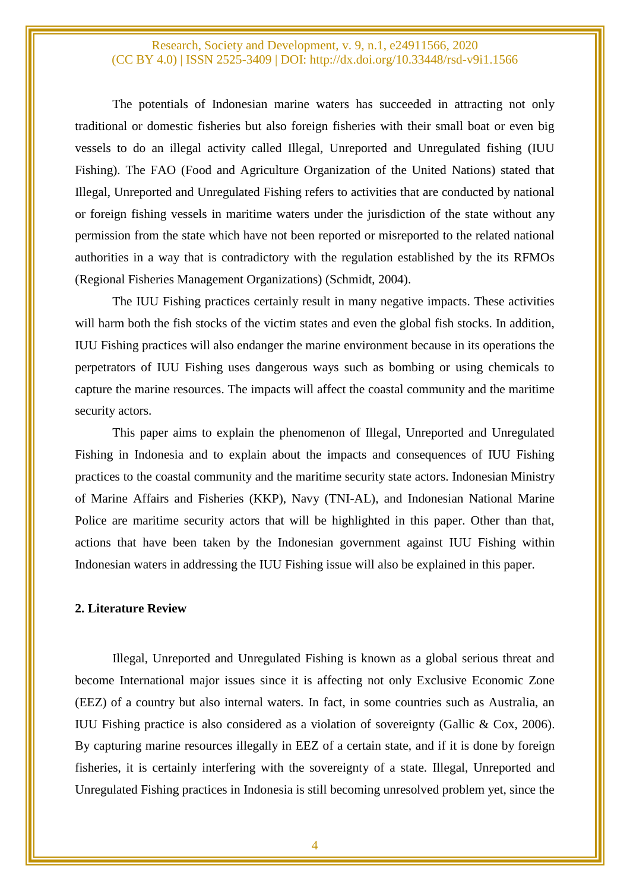The potentials of Indonesian marine waters has succeeded in attracting not only traditional or domestic fisheries but also foreign fisheries with their small boat or even big vessels to do an illegal activity called Illegal, Unreported and Unregulated fishing (IUU Fishing). The FAO (Food and Agriculture Organization of the United Nations) stated that Illegal, Unreported and Unregulated Fishing refers to activities that are conducted by national or foreign fishing vessels in maritime waters under the jurisdiction of the state without any permission from the state which have not been reported or misreported to the related national authorities in a way that is contradictory with the regulation established by the its RFMOs (Regional Fisheries Management Organizations) (Schmidt, 2004).

The IUU Fishing practices certainly result in many negative impacts. These activities will harm both the fish stocks of the victim states and even the global fish stocks. In addition, IUU Fishing practices will also endanger the marine environment because in its operations the perpetrators of IUU Fishing uses dangerous ways such as bombing or using chemicals to capture the marine resources. The impacts will affect the coastal community and the maritime security actors.

This paper aims to explain the phenomenon of Illegal, Unreported and Unregulated Fishing in Indonesia and to explain about the impacts and consequences of IUU Fishing practices to the coastal community and the maritime security state actors. Indonesian Ministry of Marine Affairs and Fisheries (KKP), Navy (TNI-AL), and Indonesian National Marine Police are maritime security actors that will be highlighted in this paper. Other than that, actions that have been taken by the Indonesian government against IUU Fishing within Indonesian waters in addressing the IUU Fishing issue will also be explained in this paper.

## 2. Literature Review

Illegal, Unreported and Unregulated Fishing is known as a global serious threat and become International major issues since it is affecting not only Exclusive Economic Zone (EEZ) of a country but also internal waters. In fact, in some countries such as Australia, an IUU Fishing practice is also considered as a violation of sovereignty (Gallic & Cox, 2006). By capturing marine resources illegally in EEZ of a certain state, and if it is done by foreign fisheries, it is certainly interfering with the sovereignty of a state. Illegal, Unreported and Unregulated Fishing practices in Indonesia is still becoming unresolved problem yet, since the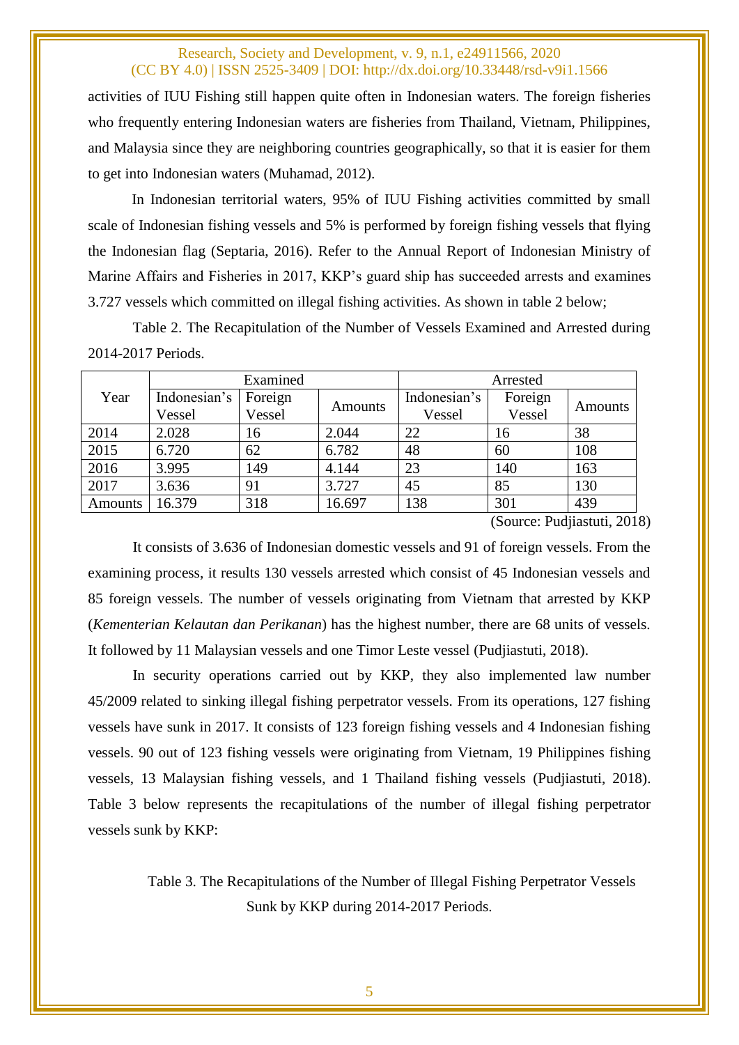activities of IUU Fishing still happen quite often in Indonesian waters. The foreign fisheries who frequently entering Indonesian waters are fisheries from Thailand, Vietnam, Philippines, and Malaysia since they are neighboring countries geographically, so that it is easier for them to get into Indonesian waters (Muhamad, 2012).

In Indonesian territorial waters, 95% of IUU Fishing activities committed by small scale of Indonesian fishing vessels and 5% is performed by foreign fishing vessels that flying the Indonesian flag (Septaria, 2016). Refer to the Annual Report of Indonesian Ministry of Marine Affairs and Fisheries in 2017, KKP's guard ship has succeeded arrests and examines 3.727 vessels which committed on illegal fishing activities. As shown in table 2 below;

Table 2. The Recapitulation of the Number of Vessels Examined and Arrested during 2014-2017 Periods.

| Year | Examined | | | Arrested | | |
|---|---|---|---|---|---|---|
| | Indonesian's Vessel | Foreign Vessel | Amounts | Indonesian's Vessel | Foreign Vessel | Amounts |
| 2014 | 2.028 | 16 | 2.044 | 22 | 16 | 38 |
| 2015 | 6.720 | 62 | 6.782 | 48 | 60 | 108 |
| 2016 | 3.995 | 149 | 4.144 | 23 | 140 | 163 |
| 2017 | 3.636 | 91 | 3.727 | 45 | 85 | 130 |
| Amounts | 16.379 | 318 | 16.697 | 138 | 301 | 439 |

(Source: Pudjiastuti, 2018)

It consists of 3.636 of Indonesian domestic vessels and 91 of foreign vessels. From the examining process, it results 130 vessels arrested which consist of 45 Indonesian vessels and 85 foreign vessels. The number of vessels originating from Vietnam that arrested by KKP (*Kementerian Kelautan dan Perikanan*) has the highest number, there are 68 units of vessels. It followed by 11 Malaysian vessels and one Timor Leste vessel (Pudjiastuti, 2018).

In security operations carried out by KKP, they also implemented law number 45/2009 related to sinking illegal fishing perpetrator vessels. From its operations, 127 fishing vessels have sunk in 2017. It consists of 123 foreign fishing vessels and 4 Indonesian fishing vessels. 90 out of 123 fishing vessels were originating from Vietnam, 19 Philippines fishing vessels, 13 Malaysian fishing vessels, and 1 Thailand fishing vessels (Pudjiastuti, 2018). Table 3 below represents the recapitulations of the number of illegal fishing perpetrator vessels sunk by KKP:

Table 3. The Recapitulations of the Number of Illegal Fishing Perpetrator Vessels Sunk by KKP during 2014-2017 Periods.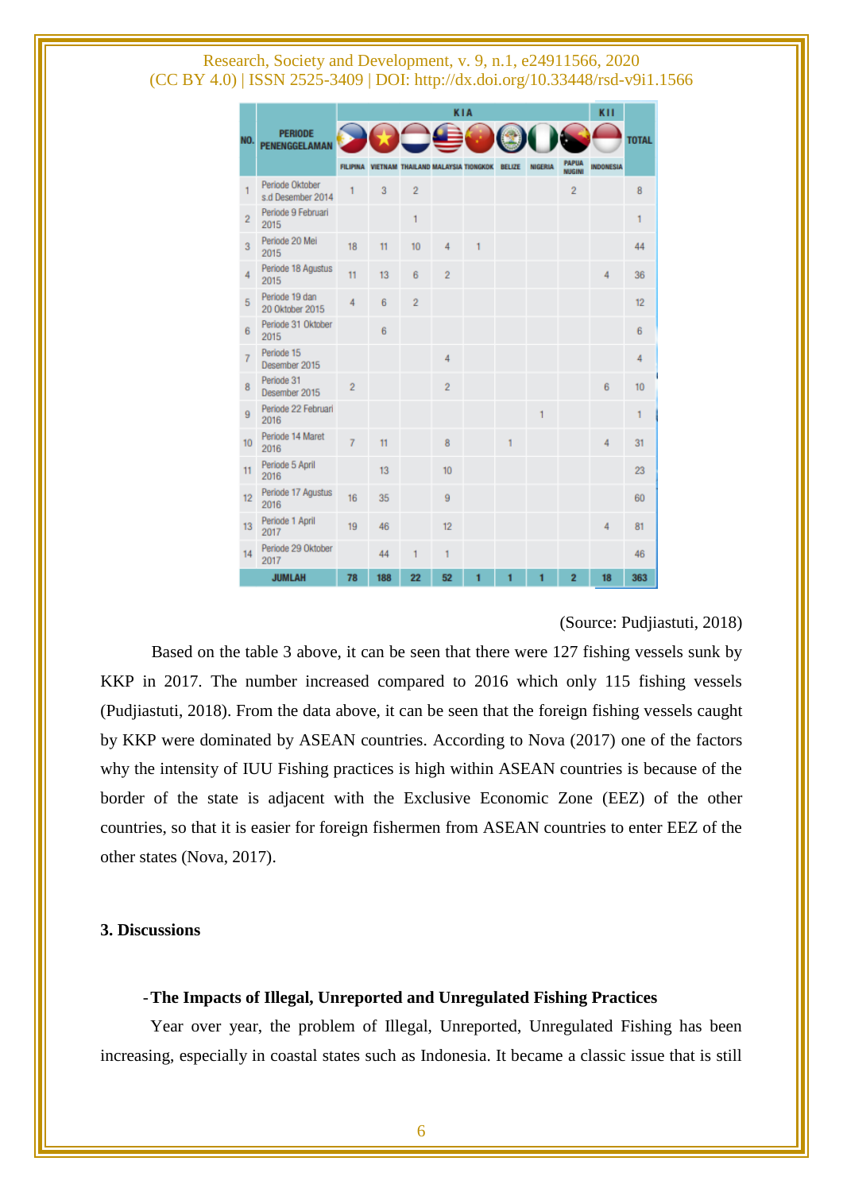| NO. | PERIODE PENENGGELAMAN | KIA | | | | | | | | KII | TOTAL |
|---|---|---|---|---|---|---|---|---|---|---|---|
| | | FILIPINA | VIETNAM | THAILAND | MALAYSIA | TIONGKOK | BELIZE | NIGERIA | PAPUA NUGINI | INDONESIA | |
| 1 | Periode Oktober s.d Desember 2014 | 1 | 3 | 2 | | | | | 2 | | 8 |
| 2 | Periode 9 Februari 2015 | | | 1 | | | | | | | 1 |
| 3 | Periode 20 Mei 2015 | 18 | 11 | 10 | 4 | 1 | | | | | 44 |
| 4 | Periode 18 Agustus 2015 | 11 | 13 | 6 | 2 | | | | | 4 | 36 |
| 5 | Periode 19 dan 20 Oktober 2015 | 4 | 6 | 2 | | | | | | | 12 |
| 6 | Periode 31 Oktober 2015 | | 6 | | | | | | | | 6 |
| 7 | Periode 15 Desember 2015 | | | | 4 | | | | | | 4 |
| 8 | Periode 31 Desember 2015 | 2 | | | 2 | | | | | 6 | 10 |
| 9 | Periode 22 Februari 2016 | | | | | | | 1 | | | 1 |
| 10 | Periode 14 Maret 2016 | 7 | 11 | | 8 | | 1 | | | 4 | 31 |
| 11 | Periode 5 April 2016 | | 13 | | 10 | | | | | | 23 |
| 12 | Periode 17 Agustus 2016 | 16 | 35 | | 9 | | | | | | 60 |
| 13 | Periode 1 April 2017 | 19 | 46 | | 12 | | | | | 4 | 81 |
| 14 | Periode 29 Oktober 2017 | | 44 | 1 | 1 | | | | | | 46 |
| | JUMLAH | 78 | 188 | 22 | 52 | 1 | 1 | 1 | 2 | 18 | 363 |

(Source: Pudjiastuti, 2018)

Based on the table 3 above, it can be seen that there were 127 fishing vessels sunk by KKP in 2017. The number increased compared to 2016 which only 115 fishing vessels (Pudjiastuti, 2018). From the data above, it can be seen that the foreign fishing vessels caught by KKP were dominated by ASEAN countries. According to Nova (2017) one of the factors why the intensity of IUU Fishing practices is high within ASEAN countries is because of the border of the state is adjacent with the Exclusive Economic Zone (EEZ) of the other countries, so that it is easier for foreign fishermen from ASEAN countries to enter EEZ of the other states (Nova, 2017).

## 3. Discussions

### - The Impacts of Illegal, Unreported and Unregulated Fishing Practices

Year over year, the problem of Illegal, Unreported, Unregulated Fishing has been increasing, especially in coastal states such as Indonesia. It became a classic issue that is still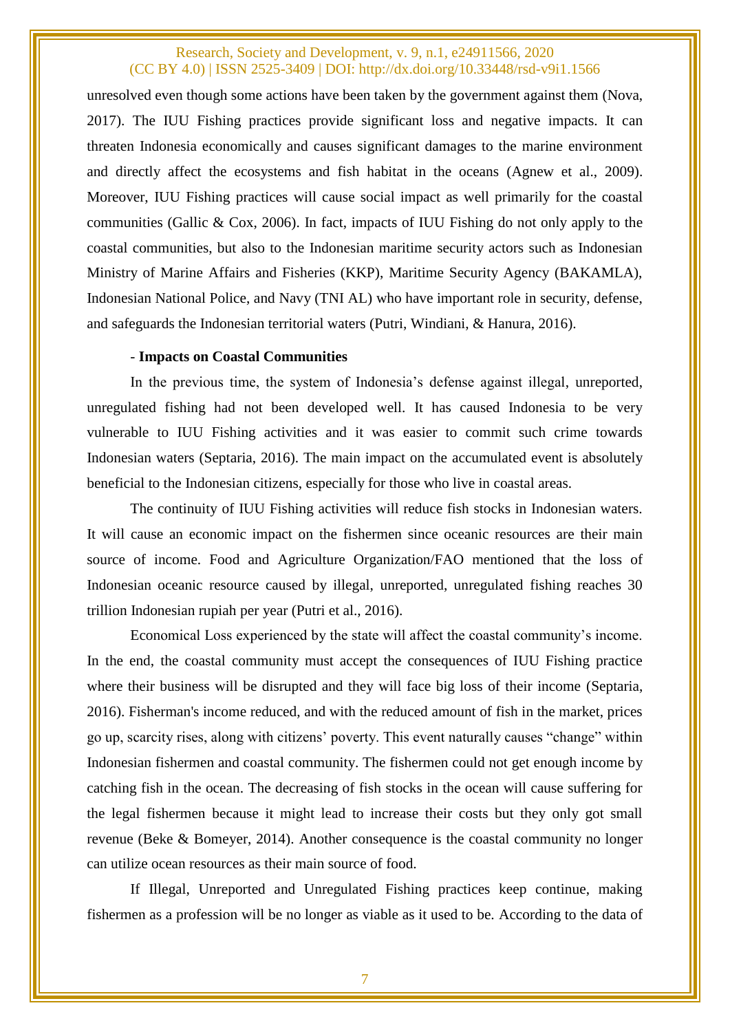unresolved even though some actions have been taken by the government against them (Nova, 2017). The IUU Fishing practices provide significant loss and negative impacts. It can threaten Indonesia economically and causes significant damages to the marine environment and directly affect the ecosystems and fish habitat in the oceans (Agnew et al., 2009). Moreover, IUU Fishing practices will cause social impact as well primarily for the coastal communities (Gallic & Cox, 2006). In fact, impacts of IUU Fishing do not only apply to the coastal communities, but also to the Indonesian maritime security actors such as Indonesian Ministry of Marine Affairs and Fisheries (KKP), Maritime Security Agency (BAKAMLA), Indonesian National Police, and Navy (TNI AL) who have important role in security, defense, and safeguards the Indonesian territorial waters (Putri, Windiani, & Hanura, 2016).

- **Impacts on Coastal Communities**

In the previous time, the system of Indonesia's defense against illegal, unreported, unregulated fishing had not been developed well. It has caused Indonesia to be very vulnerable to IUU Fishing activities and it was easier to commit such crime towards Indonesian waters (Septaria, 2016). The main impact on the accumulated event is absolutely beneficial to the Indonesian citizens, especially for those who live in coastal areas.

The continuity of IUU Fishing activities will reduce fish stocks in Indonesian waters. It will cause an economic impact on the fishermen since oceanic resources are their main source of income. Food and Agriculture Organization/FAO mentioned that the loss of Indonesian oceanic resource caused by illegal, unreported, unregulated fishing reaches 30 trillion Indonesian rupiah per year (Putri et al., 2016).

Economical Loss experienced by the state will affect the coastal community's income. In the end, the coastal community must accept the consequences of IUU Fishing practice where their business will be disrupted and they will face big loss of their income (Septaria, 2016). Fisherman's income reduced, and with the reduced amount of fish in the market, prices go up, scarcity rises, along with citizens' poverty. This event naturally causes "change" within Indonesian fishermen and coastal community. The fishermen could not get enough income by catching fish in the ocean. The decreasing of fish stocks in the ocean will cause suffering for the legal fishermen because it might lead to increase their costs but they only got small revenue (Beke & Bomeyer, 2014). Another consequence is the coastal community no longer can utilize ocean resources as their main source of food.

If Illegal, Unreported and Unregulated Fishing practices keep continue, making fishermen as a profession will be no longer as viable as it used to be. According to the data of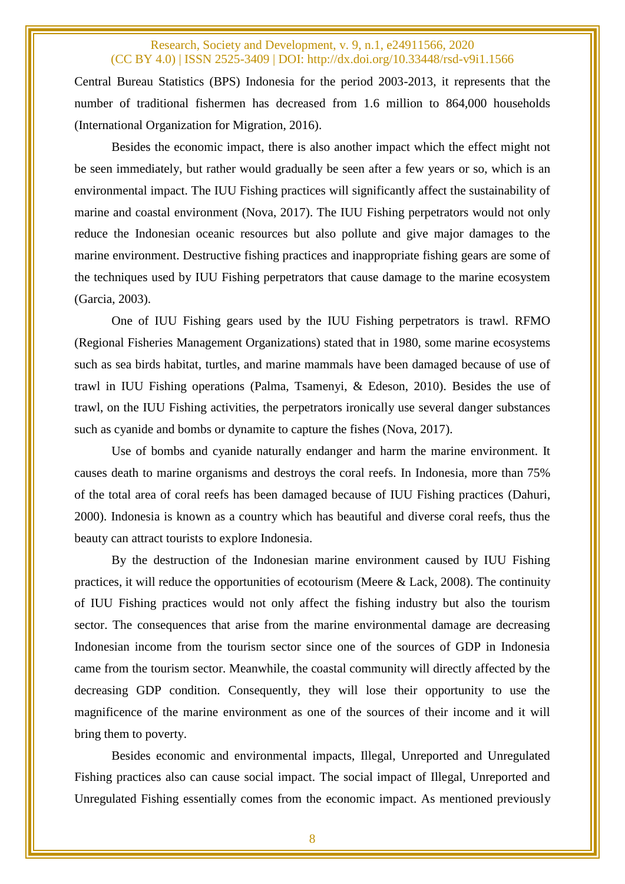Central Bureau Statistics (BPS) Indonesia for the period 2003-2013, it represents that the number of traditional fishermen has decreased from 1.6 million to 864,000 households (International Organization for Migration, 2016).

Besides the economic impact, there is also another impact which the effect might not be seen immediately, but rather would gradually be seen after a few years or so, which is an environmental impact. The IUU Fishing practices will significantly affect the sustainability of marine and coastal environment (Nova, 2017). The IUU Fishing perpetrators would not only reduce the Indonesian oceanic resources but also pollute and give major damages to the marine environment. Destructive fishing practices and inappropriate fishing gears are some of the techniques used by IUU Fishing perpetrators that cause damage to the marine ecosystem (Garcia, 2003).

One of IUU Fishing gears used by the IUU Fishing perpetrators is trawl. RFMO (Regional Fisheries Management Organizations) stated that in 1980, some marine ecosystems such as sea birds habitat, turtles, and marine mammals have been damaged because of use of trawl in IUU Fishing operations (Palma, Tsamenyi, & Edeson, 2010). Besides the use of trawl, on the IUU Fishing activities, the perpetrators ironically use several danger substances such as cyanide and bombs or dynamite to capture the fishes (Nova, 2017).

Use of bombs and cyanide naturally endanger and harm the marine environment. It causes death to marine organisms and destroys the coral reefs. In Indonesia, more than 75% of the total area of coral reefs has been damaged because of IUU Fishing practices (Dahuri, 2000). Indonesia is known as a country which has beautiful and diverse coral reefs, thus the beauty can attract tourists to explore Indonesia.

By the destruction of the Indonesian marine environment caused by IUU Fishing practices, it will reduce the opportunities of ecotourism (Meere & Lack, 2008). The continuity of IUU Fishing practices would not only affect the fishing industry but also the tourism sector. The consequences that arise from the marine environmental damage are decreasing Indonesian income from the tourism sector since one of the sources of GDP in Indonesia came from the tourism sector. Meanwhile, the coastal community will directly affected by the decreasing GDP condition. Consequently, they will lose their opportunity to use the magnificence of the marine environment as one of the sources of their income and it will bring them to poverty.

Besides economic and environmental impacts, Illegal, Unreported and Unregulated Fishing practices also can cause social impact. The social impact of Illegal, Unreported and Unregulated Fishing essentially comes from the economic impact. As mentioned previously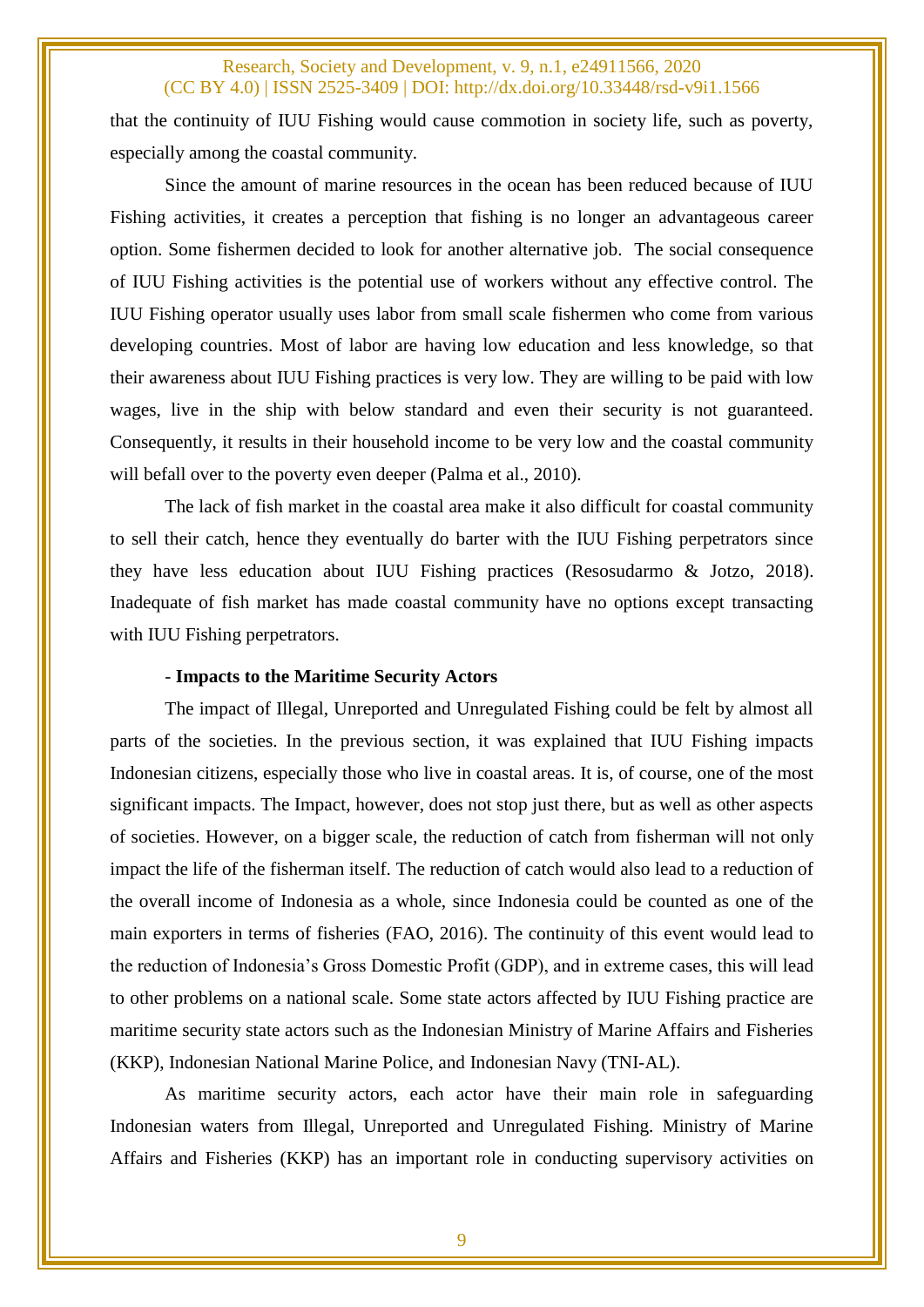that the continuity of IUU Fishing would cause commotion in society life, such as poverty, especially among the coastal community.

Since the amount of marine resources in the ocean has been reduced because of IUU Fishing activities, it creates a perception that fishing is no longer an advantageous career option. Some fishermen decided to look for another alternative job. The social consequence of IUU Fishing activities is the potential use of workers without any effective control. The IUU Fishing operator usually uses labor from small scale fishermen who come from various developing countries. Most of labor are having low education and less knowledge, so that their awareness about IUU Fishing practices is very low. They are willing to be paid with low wages, live in the ship with below standard and even their security is not guaranteed. Consequently, it results in their household income to be very low and the coastal community will befall over to the poverty even deeper (Palma et al., 2010).

The lack of fish market in the coastal area make it also difficult for coastal community to sell their catch, hence they eventually do barter with the IUU Fishing perpetrators since they have less education about IUU Fishing practices (Resosudarmo & Jotzo, 2018). Inadequate of fish market has made coastal community have no options except transacting with IUU Fishing perpetrators.

- **Impacts to the Maritime Security Actors**

The impact of Illegal, Unreported and Unregulated Fishing could be felt by almost all parts of the societies. In the previous section, it was explained that IUU Fishing impacts Indonesian citizens, especially those who live in coastal areas. It is, of course, one of the most significant impacts. The Impact, however, does not stop just there, but as well as other aspects of societies. However, on a bigger scale, the reduction of catch from fisherman will not only impact the life of the fisherman itself. The reduction of catch would also lead to a reduction of the overall income of Indonesia as a whole, since Indonesia could be counted as one of the main exporters in terms of fisheries (FAO, 2016). The continuity of this event would lead to the reduction of Indonesia's Gross Domestic Profit (GDP), and in extreme cases, this will lead to other problems on a national scale. Some state actors affected by IUU Fishing practice are maritime security state actors such as the Indonesian Ministry of Marine Affairs and Fisheries (KKP), Indonesian National Marine Police, and Indonesian Navy (TNI-AL).

As maritime security actors, each actor have their main role in safeguarding Indonesian waters from Illegal, Unreported and Unregulated Fishing. Ministry of Marine Affairs and Fisheries (KKP) has an important role in conducting supervisory activities on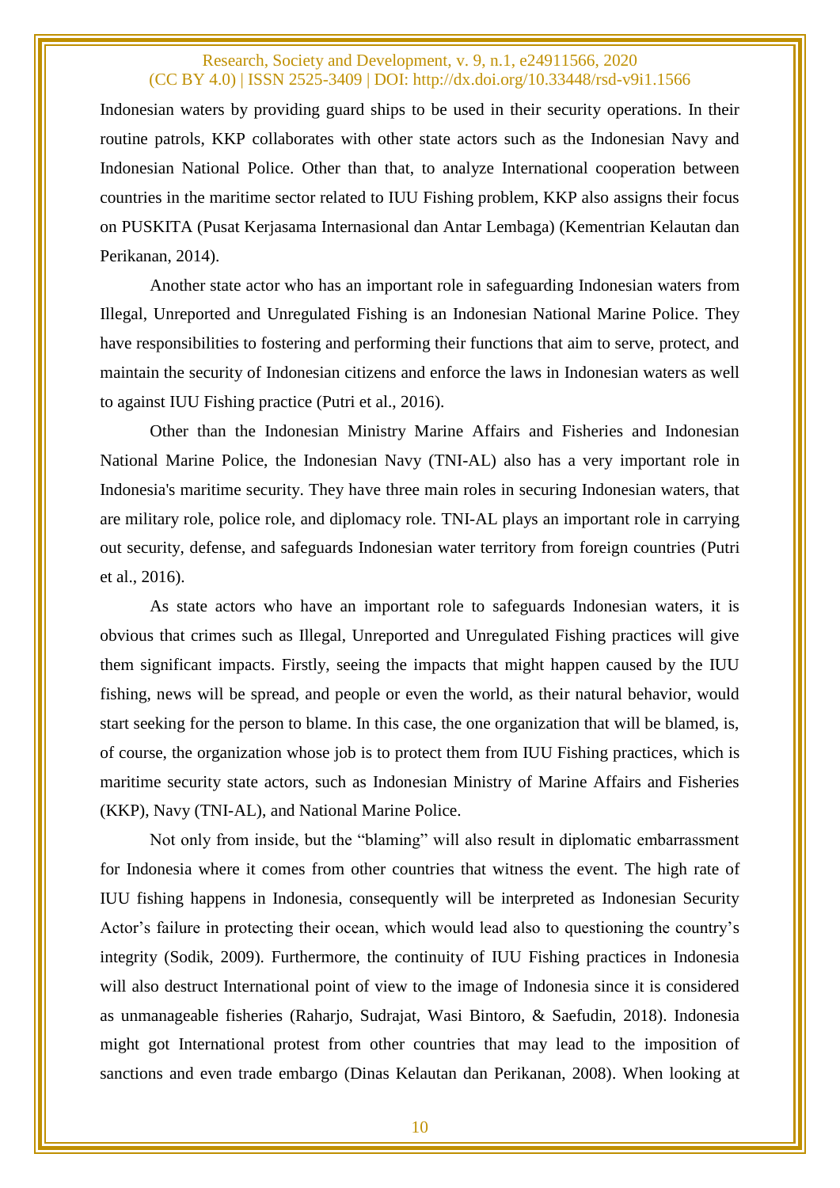Indonesian waters by providing guard ships to be used in their security operations. In their routine patrols, KKP collaborates with other state actors such as the Indonesian Navy and Indonesian National Police. Other than that, to analyze International cooperation between countries in the maritime sector related to IUU Fishing problem, KKP also assigns their focus on PUSKITA (Pusat Kerjasama Internasional dan Antar Lembaga) (Kementrian Kelautan dan Perikanan, 2014).

Another state actor who has an important role in safeguarding Indonesian waters from Illegal, Unreported and Unregulated Fishing is an Indonesian National Marine Police. They have responsibilities to fostering and performing their functions that aim to serve, protect, and maintain the security of Indonesian citizens and enforce the laws in Indonesian waters as well to against IUU Fishing practice (Putri et al., 2016).

Other than the Indonesian Ministry Marine Affairs and Fisheries and Indonesian National Marine Police, the Indonesian Navy (TNI-AL) also has a very important role in Indonesia's maritime security. They have three main roles in securing Indonesian waters, that are military role, police role, and diplomacy role. TNI-AL plays an important role in carrying out security, defense, and safeguards Indonesian water territory from foreign countries (Putri et al., 2016).

As state actors who have an important role to safeguards Indonesian waters, it is obvious that crimes such as Illegal, Unreported and Unregulated Fishing practices will give them significant impacts. Firstly, seeing the impacts that might happen caused by the IUU fishing, news will be spread, and people or even the world, as their natural behavior, would start seeking for the person to blame. In this case, the one organization that will be blamed, is, of course, the organization whose job is to protect them from IUU Fishing practices, which is maritime security state actors, such as Indonesian Ministry of Marine Affairs and Fisheries (KKP), Navy (TNI-AL), and National Marine Police.

Not only from inside, but the "blaming" will also result in diplomatic embarrassment for Indonesia where it comes from other countries that witness the event. The high rate of IUU fishing happens in Indonesia, consequently will be interpreted as Indonesian Security Actor's failure in protecting their ocean, which would lead also to questioning the country's integrity (Sodik, 2009). Furthermore, the continuity of IUU Fishing practices in Indonesia will also destruct International point of view to the image of Indonesia since it is considered as unmanageable fisheries (Raharjo, Sudrajat, Wasi Bintoro, & Saefudin, 2018). Indonesia might got International protest from other countries that may lead to the imposition of sanctions and even trade embargo (Dinas Kelautan dan Perikanan, 2008). When looking at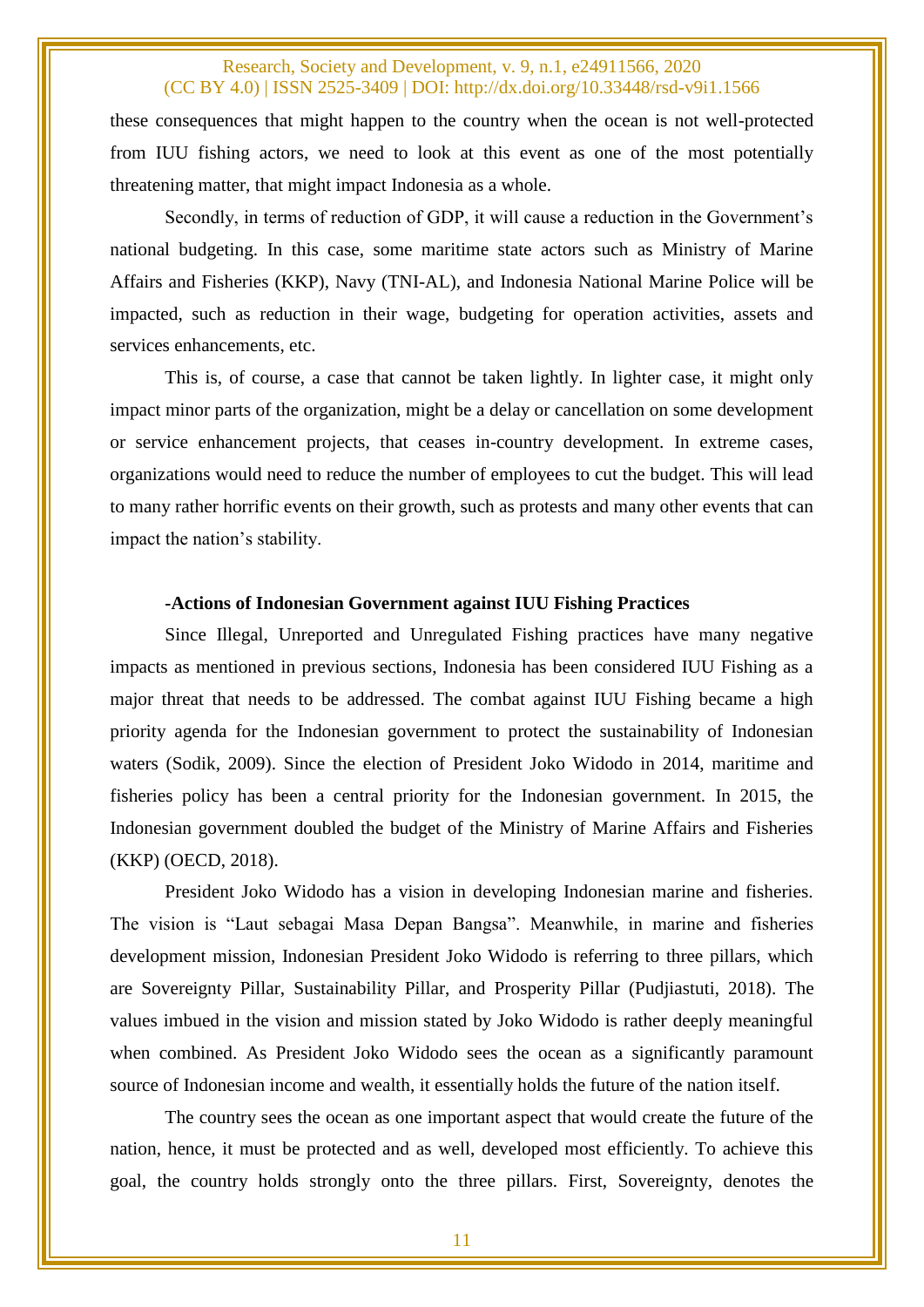these consequences that might happen to the country when the ocean is not well-protected from IUU fishing actors, we need to look at this event as one of the most potentially threatening matter, that might impact Indonesia as a whole.

Secondly, in terms of reduction of GDP, it will cause a reduction in the Government's national budgeting. In this case, some maritime state actors such as Ministry of Marine Affairs and Fisheries (KKP), Navy (TNI-AL), and Indonesia National Marine Police will be impacted, such as reduction in their wage, budgeting for operation activities, assets and services enhancements, etc.

This is, of course, a case that cannot be taken lightly. In lighter case, it might only impact minor parts of the organization, might be a delay or cancellation on some development or service enhancement projects, that ceases in-country development. In extreme cases, organizations would need to reduce the number of employees to cut the budget. This will lead to many rather horrific events on their growth, such as protests and many other events that can impact the nation's stability.

**-Actions of Indonesian Government against IUU Fishing Practices**

Since Illegal, Unreported and Unregulated Fishing practices have many negative impacts as mentioned in previous sections, Indonesia has been considered IUU Fishing as a major threat that needs to be addressed. The combat against IUU Fishing became a high priority agenda for the Indonesian government to protect the sustainability of Indonesian waters (Sodik, 2009). Since the election of President Joko Widodo in 2014, maritime and fisheries policy has been a central priority for the Indonesian government. In 2015, the Indonesian government doubled the budget of the Ministry of Marine Affairs and Fisheries (KKP) (OECD, 2018).

President Joko Widodo has a vision in developing Indonesian marine and fisheries. The vision is "Laut sebagai Masa Depan Bangsa". Meanwhile, in marine and fisheries development mission, Indonesian President Joko Widodo is referring to three pillars, which are Sovereignty Pillar, Sustainability Pillar, and Prosperity Pillar (Pudjiastuti, 2018). The values imbued in the vision and mission stated by Joko Widodo is rather deeply meaningful when combined. As President Joko Widodo sees the ocean as a significantly paramount source of Indonesian income and wealth, it essentially holds the future of the nation itself.

The country sees the ocean as one important aspect that would create the future of the nation, hence, it must be protected and as well, developed most efficiently. To achieve this goal, the country holds strongly onto the three pillars. First, Sovereignty, denotes the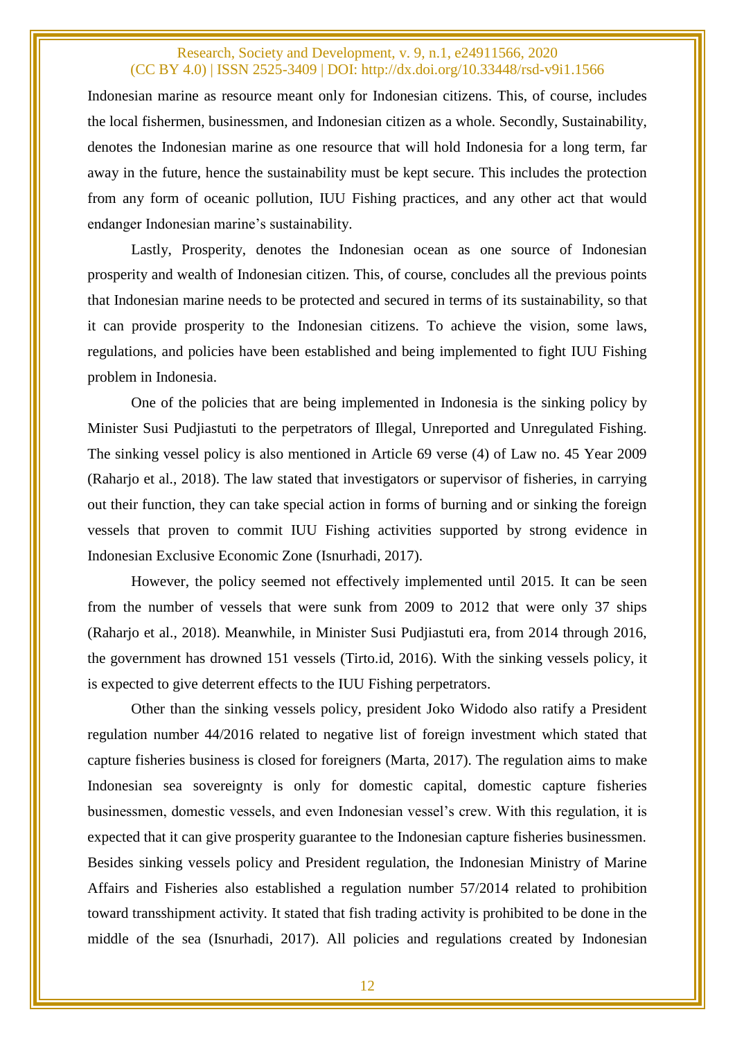Indonesian marine as resource meant only for Indonesian citizens. This, of course, includes the local fishermen, businessmen, and Indonesian citizen as a whole. Secondly, Sustainability, denotes the Indonesian marine as one resource that will hold Indonesia for a long term, far away in the future, hence the sustainability must be kept secure. This includes the protection from any form of oceanic pollution, IUU Fishing practices, and any other act that would endanger Indonesian marine's sustainability.

Lastly, Prosperity, denotes the Indonesian ocean as one source of Indonesian prosperity and wealth of Indonesian citizen. This, of course, concludes all the previous points that Indonesian marine needs to be protected and secured in terms of its sustainability, so that it can provide prosperity to the Indonesian citizens. To achieve the vision, some laws, regulations, and policies have been established and being implemented to fight IUU Fishing problem in Indonesia.

One of the policies that are being implemented in Indonesia is the sinking policy by Minister Susi Pudjiastuti to the perpetrators of Illegal, Unreported and Unregulated Fishing. The sinking vessel policy is also mentioned in Article 69 verse (4) of Law no. 45 Year 2009 (Raharjo et al., 2018). The law stated that investigators or supervisor of fisheries, in carrying out their function, they can take special action in forms of burning and or sinking the foreign vessels that proven to commit IUU Fishing activities supported by strong evidence in Indonesian Exclusive Economic Zone (Isnurhadi, 2017).

However, the policy seemed not effectively implemented until 2015. It can be seen from the number of vessels that were sunk from 2009 to 2012 that were only 37 ships (Raharjo et al., 2018). Meanwhile, in Minister Susi Pudjiastuti era, from 2014 through 2016, the government has drowned 151 vessels (Tirto.id, 2016). With the sinking vessels policy, it is expected to give deterrent effects to the IUU Fishing perpetrators.

Other than the sinking vessels policy, president Joko Widodo also ratify a President regulation number 44/2016 related to negative list of foreign investment which stated that capture fisheries business is closed for foreigners (Marta, 2017). The regulation aims to make Indonesian sea sovereignty is only for domestic capital, domestic capture fisheries businessmen, domestic vessels, and even Indonesian vessel's crew. With this regulation, it is expected that it can give prosperity guarantee to the Indonesian capture fisheries businessmen. Besides sinking vessels policy and President regulation, the Indonesian Ministry of Marine Affairs and Fisheries also established a regulation number 57/2014 related to prohibition toward transshipment activity. It stated that fish trading activity is prohibited to be done in the middle of the sea (Isnurhadi, 2017). All policies and regulations created by Indonesian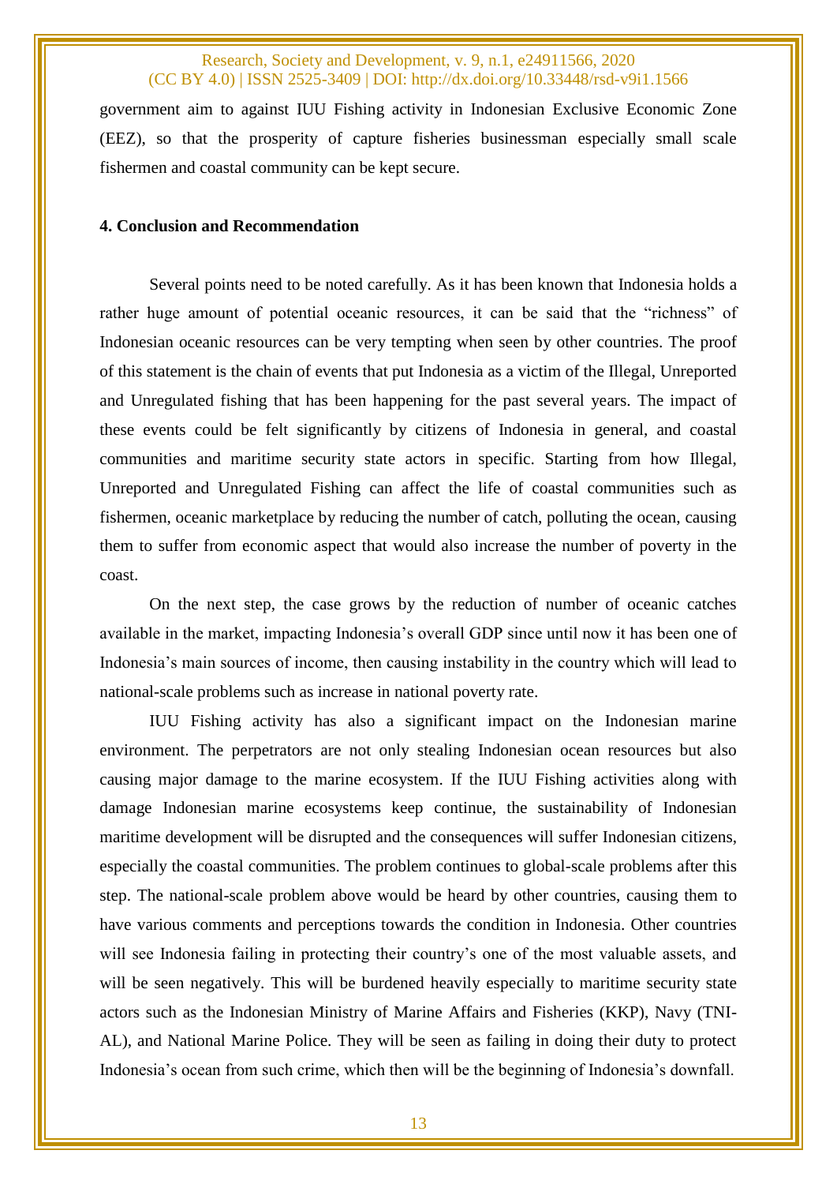government aim to against IUU Fishing activity in Indonesian Exclusive Economic Zone (EEZ), so that the prosperity of capture fisheries businessman especially small scale fishermen and coastal community can be kept secure.

## 4. Conclusion and Recommendation

Several points need to be noted carefully. As it has been known that Indonesia holds a rather huge amount of potential oceanic resources, it can be said that the "richness" of Indonesian oceanic resources can be very tempting when seen by other countries. The proof of this statement is the chain of events that put Indonesia as a victim of the Illegal, Unreported and Unregulated fishing that has been happening for the past several years. The impact of these events could be felt significantly by citizens of Indonesia in general, and coastal communities and maritime security state actors in specific. Starting from how Illegal, Unreported and Unregulated Fishing can affect the life of coastal communities such as fishermen, oceanic marketplace by reducing the number of catch, polluting the ocean, causing them to suffer from economic aspect that would also increase the number of poverty in the coast.

On the next step, the case grows by the reduction of number of oceanic catches available in the market, impacting Indonesia's overall GDP since until now it has been one of Indonesia's main sources of income, then causing instability in the country which will lead to national-scale problems such as increase in national poverty rate.

IUU Fishing activity has also a significant impact on the Indonesian marine environment. The perpetrators are not only stealing Indonesian ocean resources but also causing major damage to the marine ecosystem. If the IUU Fishing activities along with damage Indonesian marine ecosystems keep continue, the sustainability of Indonesian maritime development will be disrupted and the consequences will suffer Indonesian citizens, especially the coastal communities. The problem continues to global-scale problems after this step. The national-scale problem above would be heard by other countries, causing them to have various comments and perceptions towards the condition in Indonesia. Other countries will see Indonesia failing in protecting their country's one of the most valuable assets, and will be seen negatively. This will be burdened heavily especially to maritime security state actors such as the Indonesian Ministry of Marine Affairs and Fisheries (KKP), Navy (TNI-AL), and National Marine Police. They will be seen as failing in doing their duty to protect Indonesia's ocean from such crime, which then will be the beginning of Indonesia's downfall.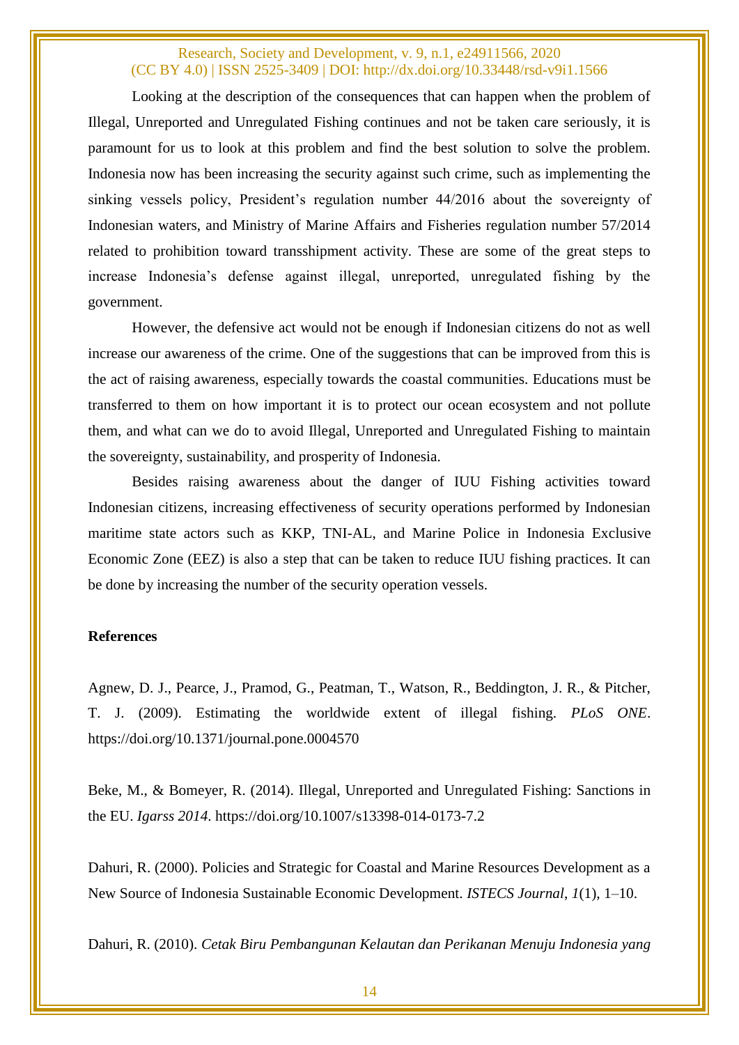Looking at the description of the consequences that can happen when the problem of Illegal, Unreported and Unregulated Fishing continues and not be taken care seriously, it is paramount for us to look at this problem and find the best solution to solve the problem. Indonesia now has been increasing the security against such crime, such as implementing the sinking vessels policy, President's regulation number 44/2016 about the sovereignty of Indonesian waters, and Ministry of Marine Affairs and Fisheries regulation number 57/2014 related to prohibition toward transshipment activity. These are some of the great steps to increase Indonesia's defense against illegal, unreported, unregulated fishing by the government.

However, the defensive act would not be enough if Indonesian citizens do not as well increase our awareness of the crime. One of the suggestions that can be improved from this is the act of raising awareness, especially towards the coastal communities. Educations must be transferred to them on how important it is to protect our ocean ecosystem and not pollute them, and what can we do to avoid Illegal, Unreported and Unregulated Fishing to maintain the sovereignty, sustainability, and prosperity of Indonesia.

Besides raising awareness about the danger of IUU Fishing activities toward Indonesian citizens, increasing effectiveness of security operations performed by Indonesian maritime state actors such as KKP, TNI-AL, and Marine Police in Indonesia Exclusive Economic Zone (EEZ) is also a step that can be taken to reduce IUU fishing practices. It can be done by increasing the number of the security operation vessels.

**References**

Agnew, D. J., Pearce, J., Pramod, G., Peatman, T., Watson, R., Beddington, J. R., & Pitcher, T. J. (2009). Estimating the worldwide extent of illegal fishing. *PLoS ONE*. https://doi.org/10.1371/journal.pone.0004570

Beke, M., & Bomeyer, R. (2014). Illegal, Unreported and Unregulated Fishing: Sanctions in the EU. *Igarss 2014*. https://doi.org/10.1007/s13398-014-0173-7.2

Dahuri, R. (2000). Policies and Strategic for Coastal and Marine Resources Development as a New Source of Indonesia Sustainable Economic Development. *ISTECS Journal*, *1*(1), 1–10.

Dahuri, R. (2010). *Cetak Biru Pembangunan Kelautan dan Perikanan Menuju Indonesia yang*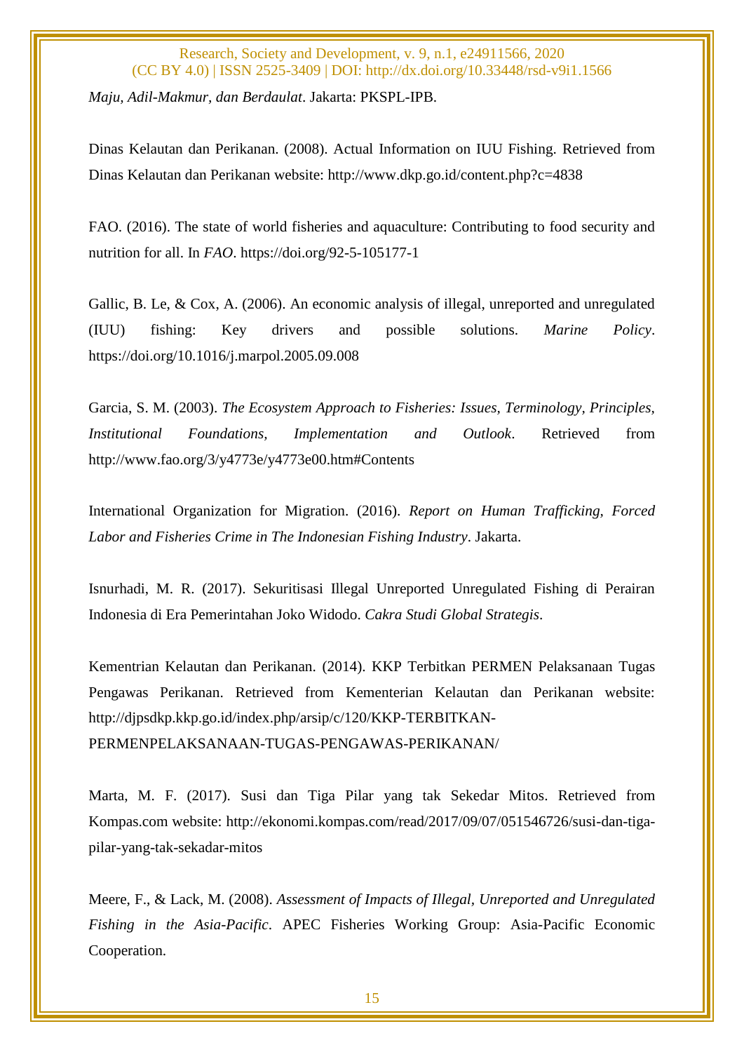*Maju, Adil-Makmur, dan Berdaulat*. Jakarta: PKSPL-IPB.

Dinas Kelautan dan Perikanan. (2008). Actual Information on IUU Fishing. Retrieved from Dinas Kelautan dan Perikanan website: http://www.dkp.go.id/content.php?c=4838

FAO. (2016). The state of world fisheries and aquaculture: Contributing to food security and nutrition for all. In *FAO*. https://doi.org/92-5-105177-1

Gallic, B. Le, & Cox, A. (2006). An economic analysis of illegal, unreported and unregulated (IUU) fishing: Key drivers and possible solutions. *Marine Policy*. https://doi.org/10.1016/j.marpol.2005.09.008

Garcia, S. M. (2003). *The Ecosystem Approach to Fisheries: Issues, Terminology, Principles, Institutional Foundations, Implementation and Outlook*. Retrieved from http://www.fao.org/3/y4773e/y4773e00.htm#Contents

International Organization for Migration. (2016). *Report on Human Trafficking, Forced Labor and Fisheries Crime in The Indonesian Fishing Industry*. Jakarta.

Isnurhadi, M. R. (2017). Sekuritisasi Illegal Unreported Unregulated Fishing di Perairan Indonesia di Era Pemerintahan Joko Widodo. *Cakra Studi Global Strategis*.

Kementrian Kelautan dan Perikanan. (2014). KKP Terbitkan PERMEN Pelaksanaan Tugas Pengawas Perikanan. Retrieved from Kementerian Kelautan dan Perikanan website: http://djpsdkp.kkp.go.id/index.php/arsip/c/120/KKP-TERBITKAN-PERMENPELAKSANAAN-TUGAS-PENGAWAS-PERIKANAN/

Marta, M. F. (2017). Susi dan Tiga Pilar yang tak Sekedar Mitos. Retrieved from Kompas.com website: http://ekonomi.kompas.com/read/2017/09/07/051546726/susi-dan-tiga-pilar-yang-tak-sekadar-mitos

Meere, F., & Lack, M. (2008). *Assessment of Impacts of Illegal, Unreported and Unregulated Fishing in the Asia-Pacific*. APEC Fisheries Working Group: Asia-Pacific Economic Cooperation.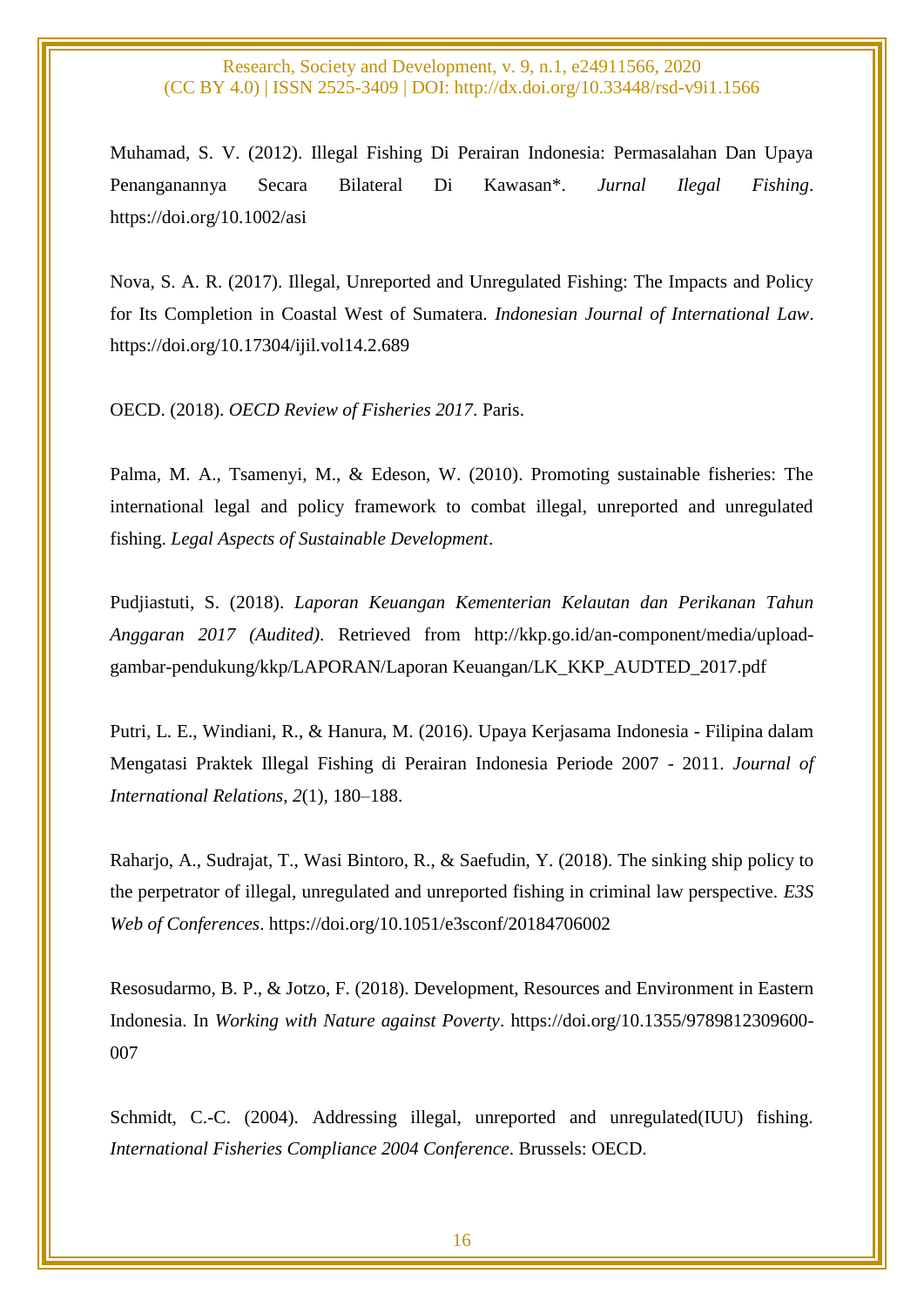Muhamad, S. V. (2012). Illegal Fishing Di Perairan Indonesia: Permasalahan Dan Upaya Penanganannya Secara Bilateral Di Kawasan*. *Jurnal Ilegal Fishing*. https://doi.org/10.1002/asi

Nova, S. A. R. (2017). Illegal, Unreported and Unregulated Fishing: The Impacts and Policy for Its Completion in Coastal West of Sumatera. *Indonesian Journal of International Law*. https://doi.org/10.17304/ijil.vol14.2.689

OECD. (2018). *OECD Review of Fisheries 2017*. Paris.

Palma, M. A., Tsamenyi, M., & Edeson, W. (2010). Promoting sustainable fisheries: The international legal and policy framework to combat illegal, unreported and unregulated fishing. *Legal Aspects of Sustainable Development*.

Pudjiastuti, S. (2018). *Laporan Keuangan Kementerian Kelautan dan Perikanan Tahun Anggaran 2017 (Audited)*. Retrieved from http://kkp.go.id/an-component/media/upload-gambar-pendukung/kkp/LAPORAN/Laporan Keuangan/LK_KKP_AUDTED_2017.pdf

Putri, L. E., Windiani, R., & Hanura, M. (2016). Upaya Kerjasama Indonesia - Filipina dalam Mengatasi Praktek Illegal Fishing di Perairan Indonesia Periode 2007 - 2011. *Journal of International Relations*, *2*(1), 180–188.

Raharjo, A., Sudrajat, T., Wasi Bintoro, R., & Saefudin, Y. (2018). The sinking ship policy to the perpetrator of illegal, unregulated and unreported fishing in criminal law perspective. *E3S Web of Conferences*. https://doi.org/10.1051/e3sconf/20184706002

Resosudarmo, B. P., & Jotzo, F. (2018). Development, Resources and Environment in Eastern Indonesia. In *Working with Nature against Poverty*. https://doi.org/10.1355/9789812309600-007

Schmidt, C.-C. (2004). Addressing illegal, unreported and unregulated(IUU) fishing. *International Fisheries Compliance 2004 Conference*. Brussels: OECD.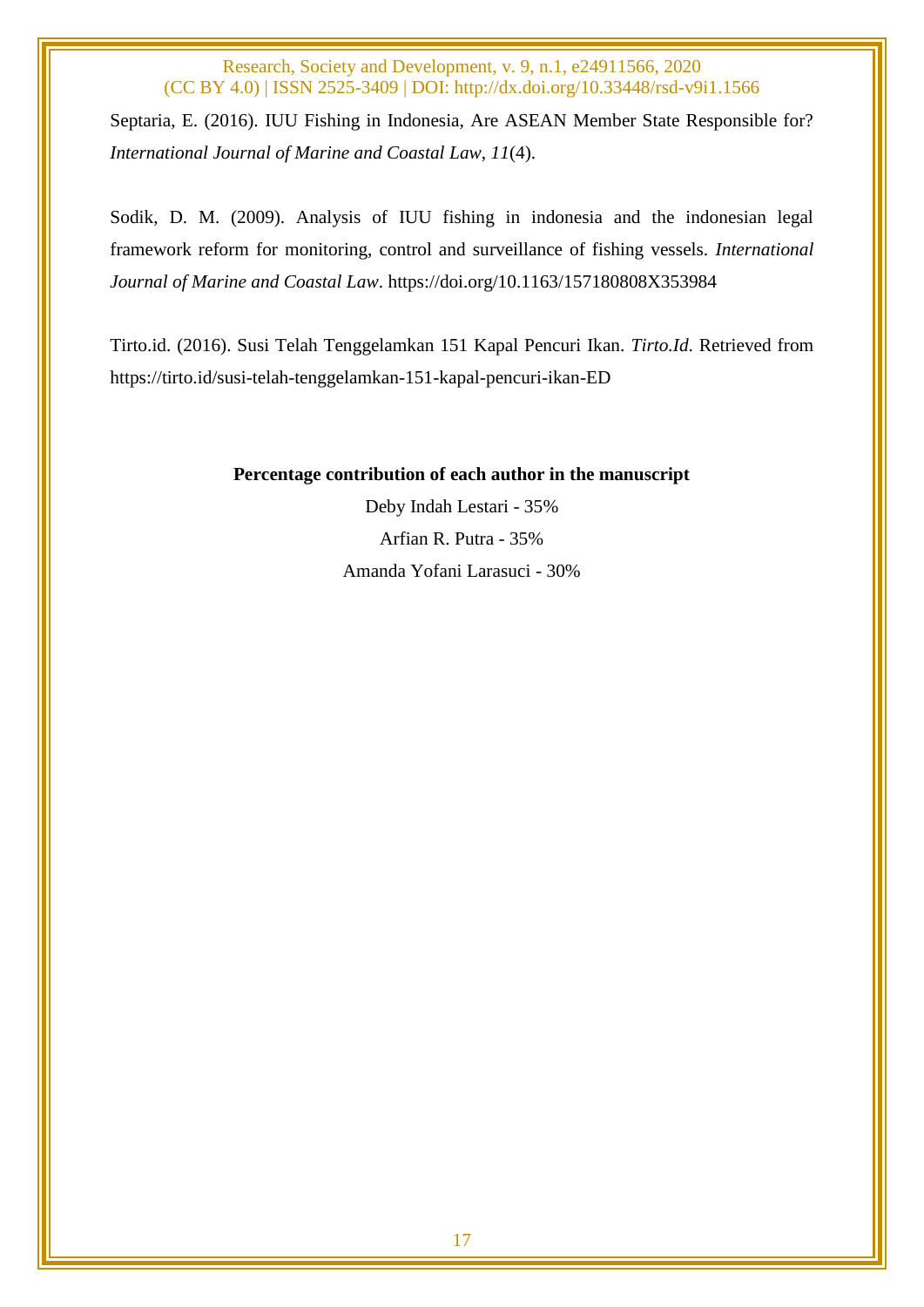Septaria, E. (2016). IUU Fishing in Indonesia, Are ASEAN Member State Responsible for? *International Journal of Marine and Coastal Law*, *11*(4).

Sodik, D. M. (2009). Analysis of IUU fishing in indonesia and the indonesian legal framework reform for monitoring, control and surveillance of fishing vessels. *International Journal of Marine and Coastal Law*. https://doi.org/10.1163/157180808X353984

Tirto.id. (2016). Susi Telah Tenggelamkan 151 Kapal Pencuri Ikan. *Tirto.Id*. Retrieved from https://tirto.id/susi-telah-tenggelamkan-151-kapal-pencuri-ikan-ED

**Percentage contribution of each author in the manuscript**

Deby Indah Lestari - 35%

Arfian R. Putra - 35%

Amanda Yofani Larasuci - 30%